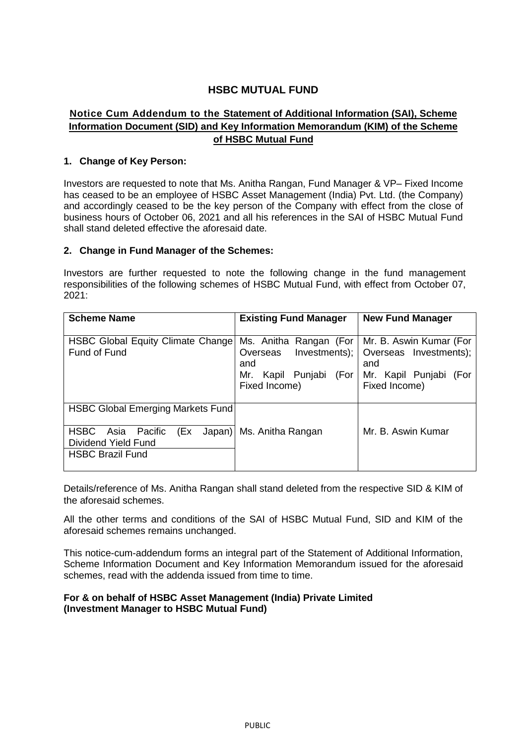# HSBC MUTUAL FUND

## Notice Cum Addendum to the Statement of Additional Information (SAI), Scheme Information Document (SID) and Key Information Memorandum (KIM) of the Scheme of HSBC Mutual Fund

### 1. Change of Key Person:

Investors are requested to note that Ms. Anitha Rangan, Fund Manager & VP– Fixed Income has ceased to be an employee of HSBC Asset Management (India) Pvt. Ltd. (the Company) and accordingly ceased to be the key person of the Company with effect from the close of business hours of October 06, 2021 and all his references in the SAI of HSBC Mutual Fund shall stand deleted effective the aforesaid date.

### 2. Change in Fund Manager of the Schemes:

Investors are further requested to note the following change in the fund management responsibilities of the following schemes of HSBC Mutual Fund, with effect from October 07, 2021:

| Scheme Name | Existing Fund Manager | New Fund Manager |
|---|---|---|
| HSBC Global Equity Climate Change Fund of Fund | Ms. Anitha Rangan (For Overseas Investments); and Mr. Kapil Punjabi (For Fixed Income) | Mr. B. Aswin Kumar (For Overseas Investments); and Mr. Kapil Punjabi (For Fixed Income) |
| HSBC Global Emerging Markets Fund | Ms. Anitha Rangan | Mr. B. Aswin Kumar |
| HSBC Asia Pacific (Ex Japan) Dividend Yield Fund | | |
| HSBC Brazil Fund | | |

Details/reference of Ms. Anitha Rangan shall stand deleted from the respective SID & KIM of the aforesaid schemes.

All the other terms and conditions of the SAI of HSBC Mutual Fund, SID and KIM of the aforesaid schemes remains unchanged.

This notice-cum-addendum forms an integral part of the Statement of Additional Information, Scheme Information Document and Key Information Memorandum issued for the aforesaid schemes, read with the addenda issued from time to time.

**For & on behalf of HSBC Asset Management (India) Private Limited**
**(Investment Manager to HSBC Mutual Fund)**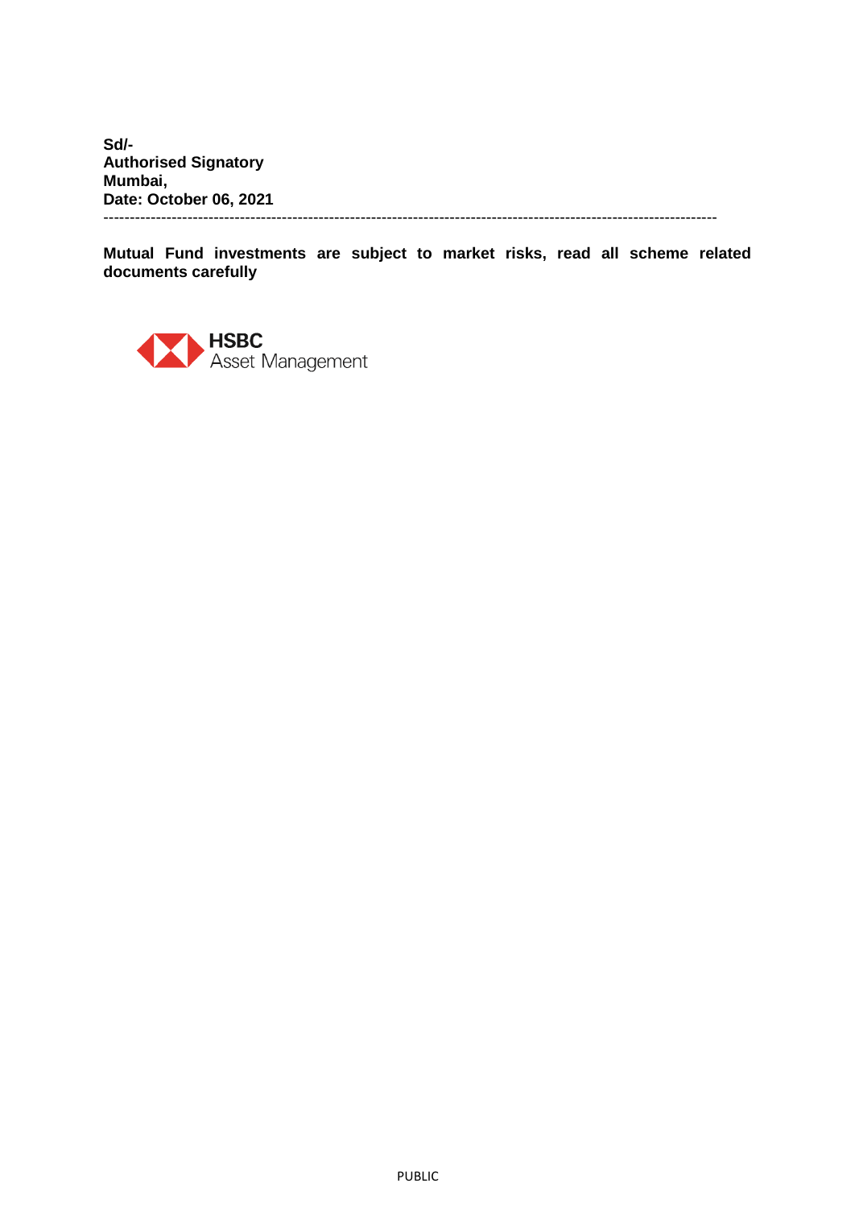**Sd/-**
**Authorised Signatory**
**Mumbai,**
**Date: October 06, 2021**

---

**Mutual Fund investments are subject to market risks, read all scheme related documents carefully**

HSBC
Asset Management

PUBLIC